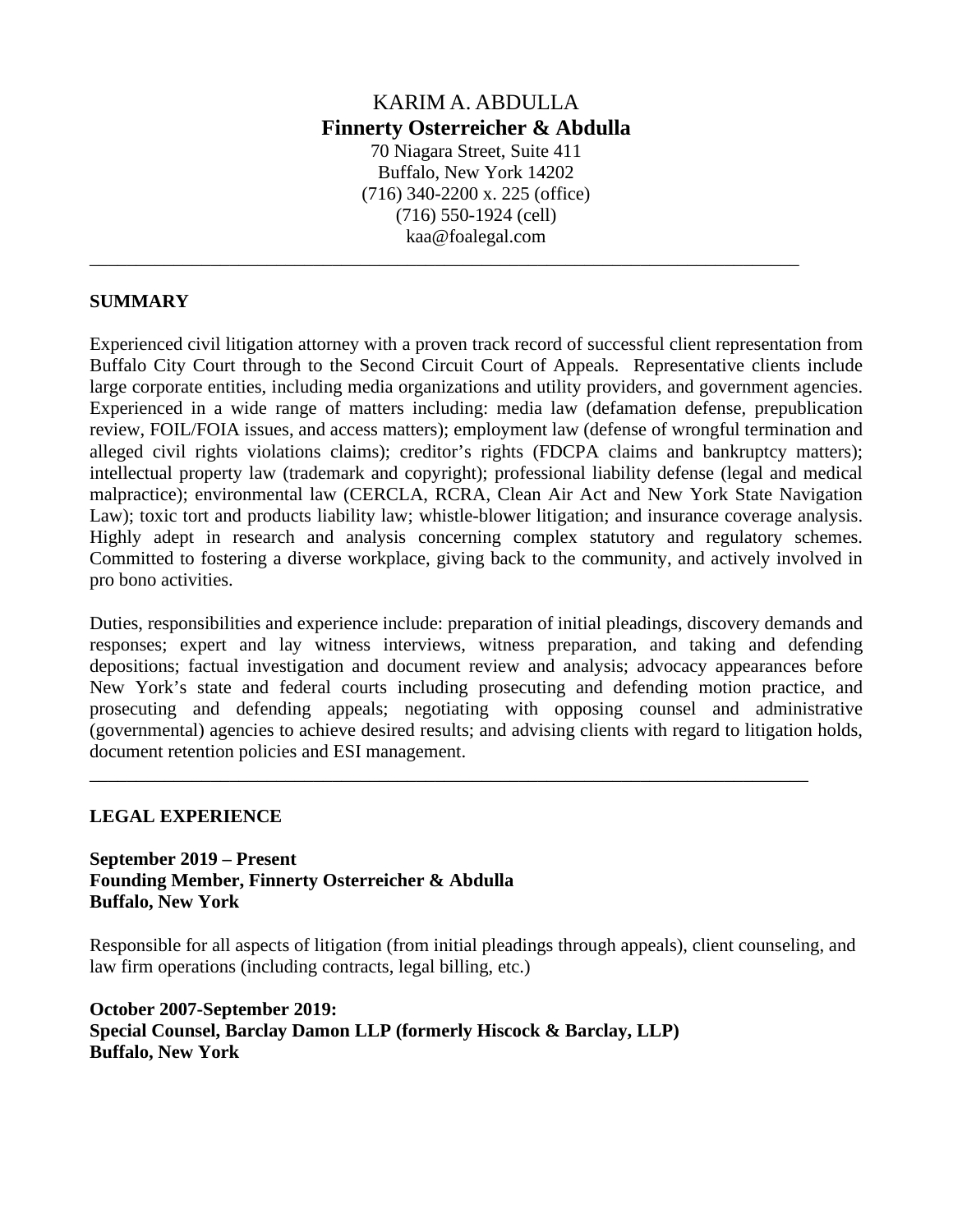# KARIM A. ABDULLA

**Finnerty Osterreicher & Abdulla**

70 Niagara Street, Suite 411
Buffalo, New York 14202
(716) 340-2200 x. 225 (office)
(716) 550-1924 (cell)
kaa@foalegal.com

---

## SUMMARY

Experienced civil litigation attorney with a proven track record of successful client representation from Buffalo City Court through to the Second Circuit Court of Appeals. Representative clients include large corporate entities, including media organizations and utility providers, and government agencies. Experienced in a wide range of matters including: media law (defamation defense, prepublication review, FOIL/FOIA issues, and access matters); employment law (defense of wrongful termination and alleged civil rights violations claims); creditor's rights (FDCPA claims and bankruptcy matters); intellectual property law (trademark and copyright); professional liability defense (legal and medical malpractice); environmental law (CERCLA, RCRA, Clean Air Act and New York State Navigation Law); toxic tort and products liability law; whistle-blower litigation; and insurance coverage analysis. Highly adept in research and analysis concerning complex statutory and regulatory schemes. Committed to fostering a diverse workplace, giving back to the community, and actively involved in pro bono activities.

Duties, responsibilities and experience include: preparation of initial pleadings, discovery demands and responses; expert and lay witness interviews, witness preparation, and taking and defending depositions; factual investigation and document review and analysis; advocacy appearances before New York's state and federal courts including prosecuting and defending motion practice, and prosecuting and defending appeals; negotiating with opposing counsel and administrative (governmental) agencies to achieve desired results; and advising clients with regard to litigation holds, document retention policies and ESI management.

---

## LEGAL EXPERIENCE

**September 2019 – Present**
**Founding Member, Finnerty Osterreicher & Abdulla**
**Buffalo, New York**

Responsible for all aspects of litigation (from initial pleadings through appeals), client counseling, and law firm operations (including contracts, legal billing, etc.)

**October 2007-September 2019:**
**Special Counsel, Barclay Damon LLP (formerly Hiscock & Barclay, LLP)**
**Buffalo, New York**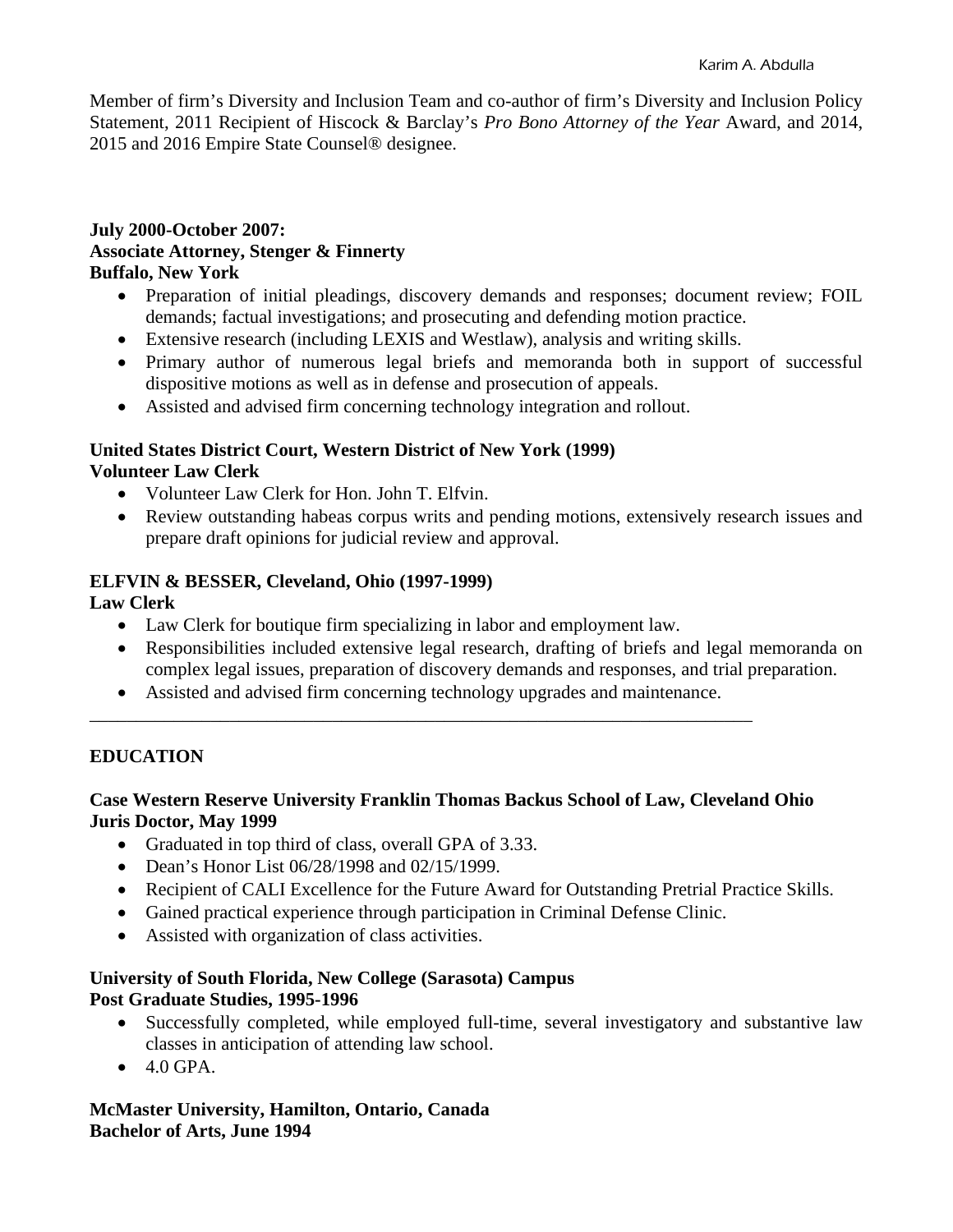Member of firm's Diversity and Inclusion Team and co-author of firm's Diversity and Inclusion Policy Statement, 2011 Recipient of Hiscock & Barclay's *Pro Bono Attorney of the Year* Award, and 2014, 2015 and 2016 Empire State Counsel® designee.

**July 2000-October 2007:**
**Associate Attorney, Stenger & Finnerty**
**Buffalo, New York**

- Preparation of initial pleadings, discovery demands and responses; document review; FOIL demands; factual investigations; and prosecuting and defending motion practice.
- Extensive research (including LEXIS and Westlaw), analysis and writing skills.
- Primary author of numerous legal briefs and memoranda both in support of successful dispositive motions as well as in defense and prosecution of appeals.
- Assisted and advised firm concerning technology integration and rollout.

**United States District Court, Western District of New York (1999)**
**Volunteer Law Clerk**

- Volunteer Law Clerk for Hon. John T. Elfvin.
- Review outstanding habeas corpus writs and pending motions, extensively research issues and prepare draft opinions for judicial review and approval.

**ELFVIN & BESSER, Cleveland, Ohio (1997-1999)**
**Law Clerk**

- Law Clerk for boutique firm specializing in labor and employment law.
- Responsibilities included extensive legal research, drafting of briefs and legal memoranda on complex legal issues, preparation of discovery demands and responses, and trial preparation.
- Assisted and advised firm concerning technology upgrades and maintenance.

---

## EDUCATION

**Case Western Reserve University Franklin Thomas Backus School of Law, Cleveland Ohio**
**Juris Doctor, May 1999**

- Graduated in top third of class, overall GPA of 3.33.
- Dean's Honor List 06/28/1998 and 02/15/1999.
- Recipient of CALI Excellence for the Future Award for Outstanding Pretrial Practice Skills.
- Gained practical experience through participation in Criminal Defense Clinic.
- Assisted with organization of class activities.

**University of South Florida, New College (Sarasota) Campus**
**Post Graduate Studies, 1995-1996**

- Successfully completed, while employed full-time, several investigatory and substantive law classes in anticipation of attending law school.
- 4.0 GPA.

**McMaster University, Hamilton, Ontario, Canada**
**Bachelor of Arts, June 1994**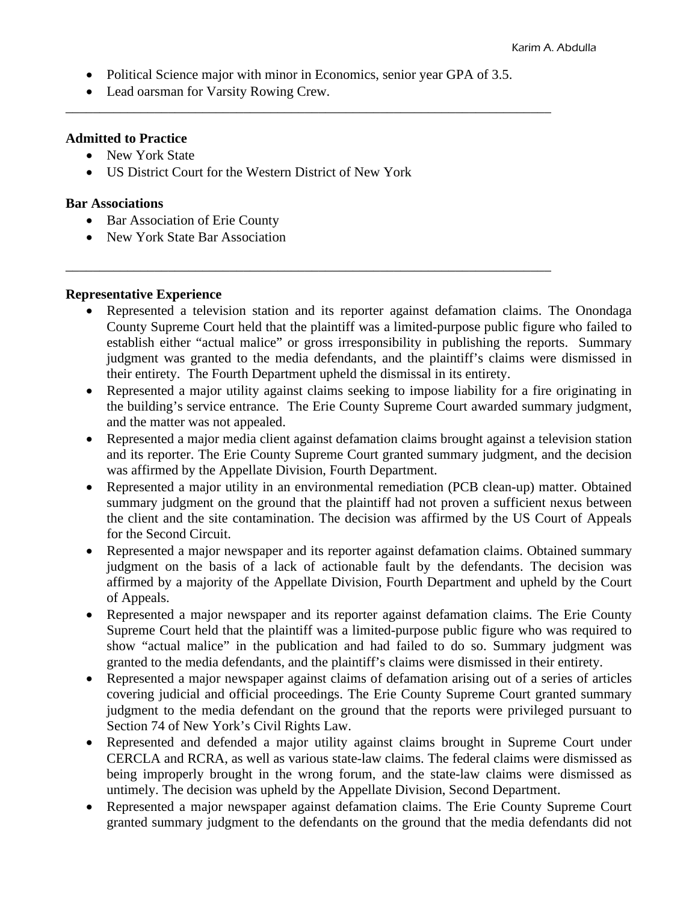- Political Science major with minor in Economics, senior year GPA of 3.5.
- Lead oarsman for Varsity Rowing Crew.

---

**Admitted to Practice**

- New York State
- US District Court for the Western District of New York

**Bar Associations**

- Bar Association of Erie County
- New York State Bar Association

---

**Representative Experience**

- Represented a television station and its reporter against defamation claims. The Onondaga County Supreme Court held that the plaintiff was a limited-purpose public figure who failed to establish either "actual malice" or gross irresponsibility in publishing the reports. Summary judgment was granted to the media defendants, and the plaintiff's claims were dismissed in their entirety. The Fourth Department upheld the dismissal in its entirety.
- Represented a major utility against claims seeking to impose liability for a fire originating in the building's service entrance. The Erie County Supreme Court awarded summary judgment, and the matter was not appealed.
- Represented a major media client against defamation claims brought against a television station and its reporter. The Erie County Supreme Court granted summary judgment, and the decision was affirmed by the Appellate Division, Fourth Department.
- Represented a major utility in an environmental remediation (PCB clean-up) matter. Obtained summary judgment on the ground that the plaintiff had not proven a sufficient nexus between the client and the site contamination. The decision was affirmed by the US Court of Appeals for the Second Circuit.
- Represented a major newspaper and its reporter against defamation claims. Obtained summary judgment on the basis of a lack of actionable fault by the defendants. The decision was affirmed by a majority of the Appellate Division, Fourth Department and upheld by the Court of Appeals.
- Represented a major newspaper and its reporter against defamation claims. The Erie County Supreme Court held that the plaintiff was a limited-purpose public figure who was required to show "actual malice" in the publication and had failed to do so. Summary judgment was granted to the media defendants, and the plaintiff's claims were dismissed in their entirety.
- Represented a major newspaper against claims of defamation arising out of a series of articles covering judicial and official proceedings. The Erie County Supreme Court granted summary judgment to the media defendant on the ground that the reports were privileged pursuant to Section 74 of New York's Civil Rights Law.
- Represented and defended a major utility against claims brought in Supreme Court under CERCLA and RCRA, as well as various state-law claims. The federal claims were dismissed as being improperly brought in the wrong forum, and the state-law claims were dismissed as untimely. The decision was upheld by the Appellate Division, Second Department.
- Represented a major newspaper against defamation claims. The Erie County Supreme Court granted summary judgment to the defendants on the ground that the media defendants did not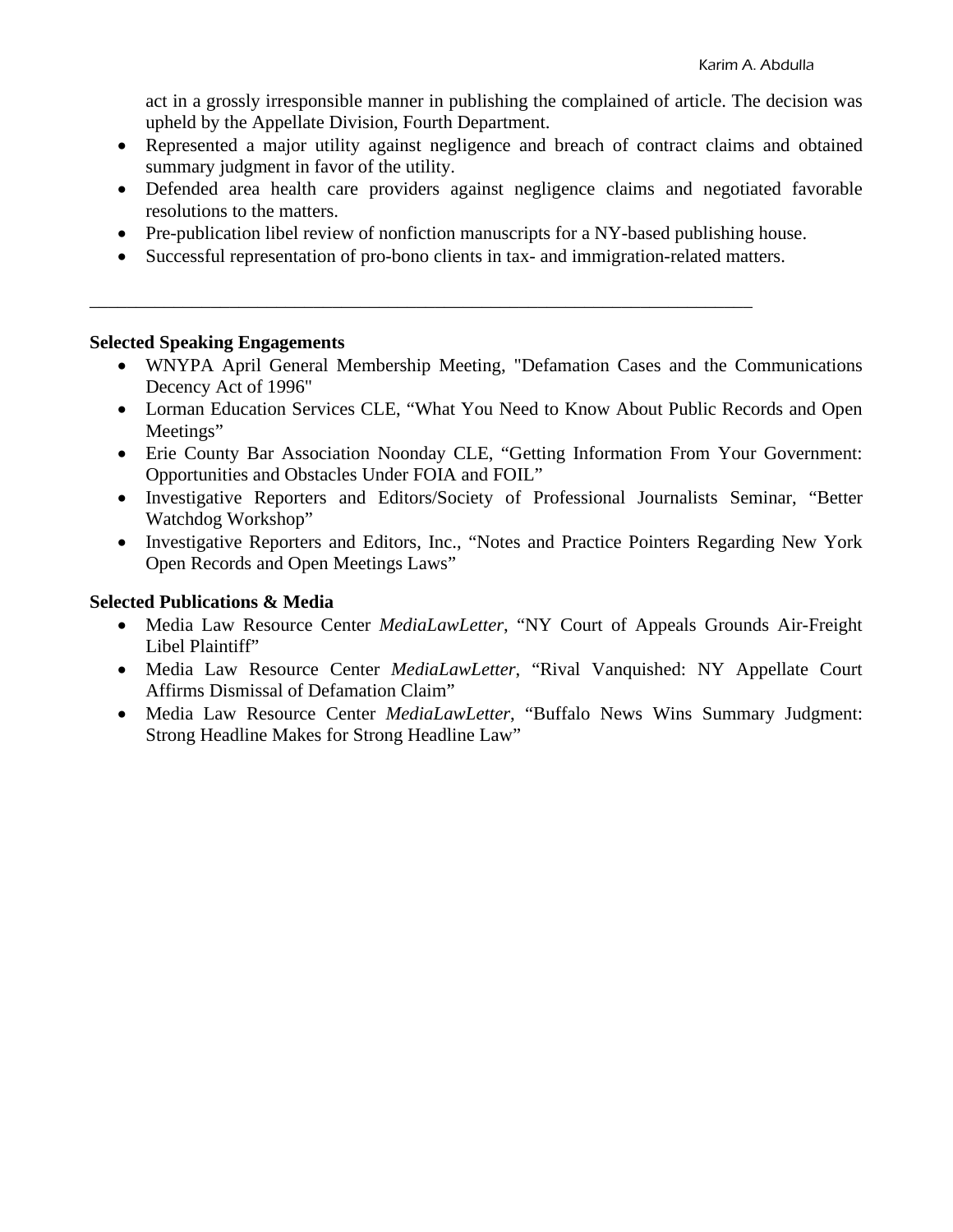act in a grossly irresponsible manner in publishing the complained of article. The decision was upheld by the Appellate Division, Fourth Department.

- Represented a major utility against negligence and breach of contract claims and obtained summary judgment in favor of the utility.
- Defended area health care providers against negligence claims and negotiated favorable resolutions to the matters.
- Pre-publication libel review of nonfiction manuscripts for a NY-based publishing house.
- Successful representation of pro-bono clients in tax- and immigration-related matters.

---

**Selected Speaking Engagements**

- WNYPA April General Membership Meeting, "Defamation Cases and the Communications Decency Act of 1996"
- Lorman Education Services CLE, "What You Need to Know About Public Records and Open Meetings"
- Erie County Bar Association Noonday CLE, "Getting Information From Your Government: Opportunities and Obstacles Under FOIA and FOIL"
- Investigative Reporters and Editors/Society of Professional Journalists Seminar, "Better Watchdog Workshop"
- Investigative Reporters and Editors, Inc., "Notes and Practice Pointers Regarding New York Open Records and Open Meetings Laws"

**Selected Publications & Media**

- Media Law Resource Center *MediaLawLetter*, "NY Court of Appeals Grounds Air-Freight Libel Plaintiff"
- Media Law Resource Center *MediaLawLetter*, "Rival Vanquished: NY Appellate Court Affirms Dismissal of Defamation Claim"
- Media Law Resource Center *MediaLawLetter*, "Buffalo News Wins Summary Judgment: Strong Headline Makes for Strong Headline Law"